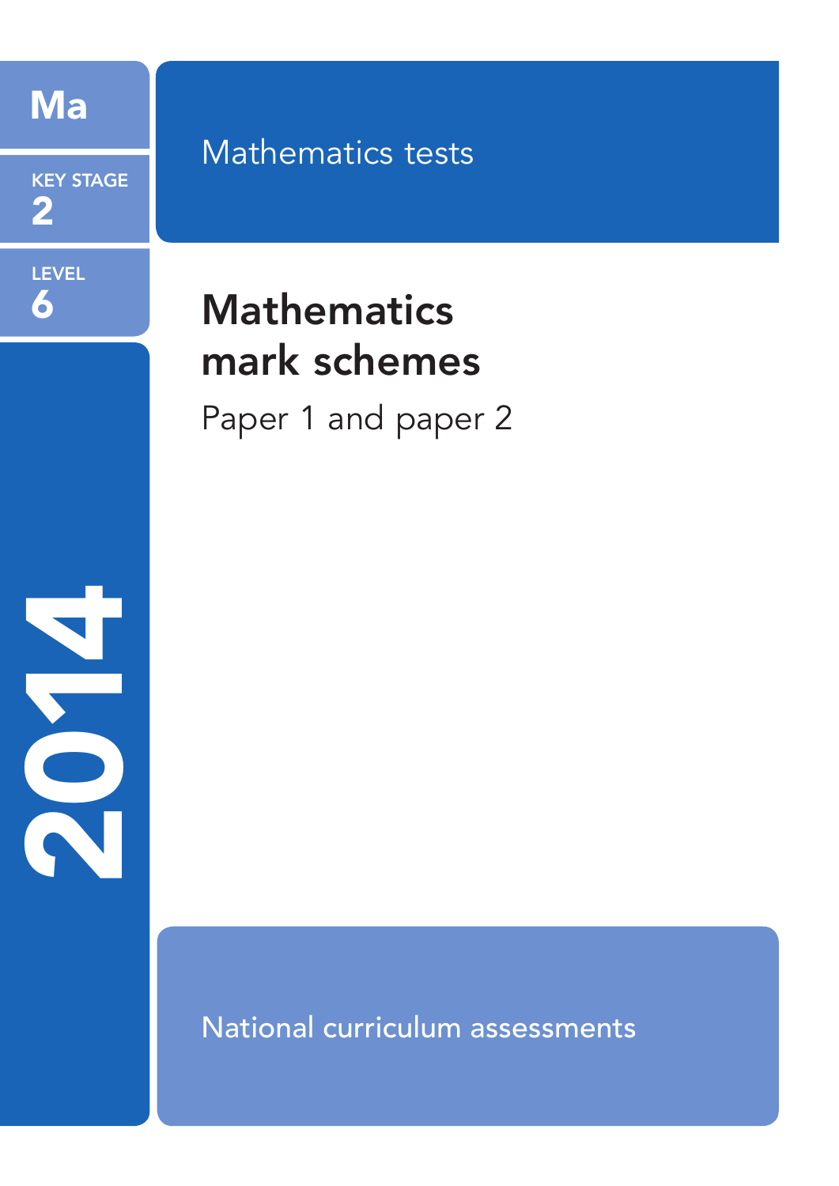Ma

KEY STAGE
2

LEVEL
6

2014

Mathematics tests

# Mathematics mark schemes

Paper 1 and paper 2

National curriculum assessments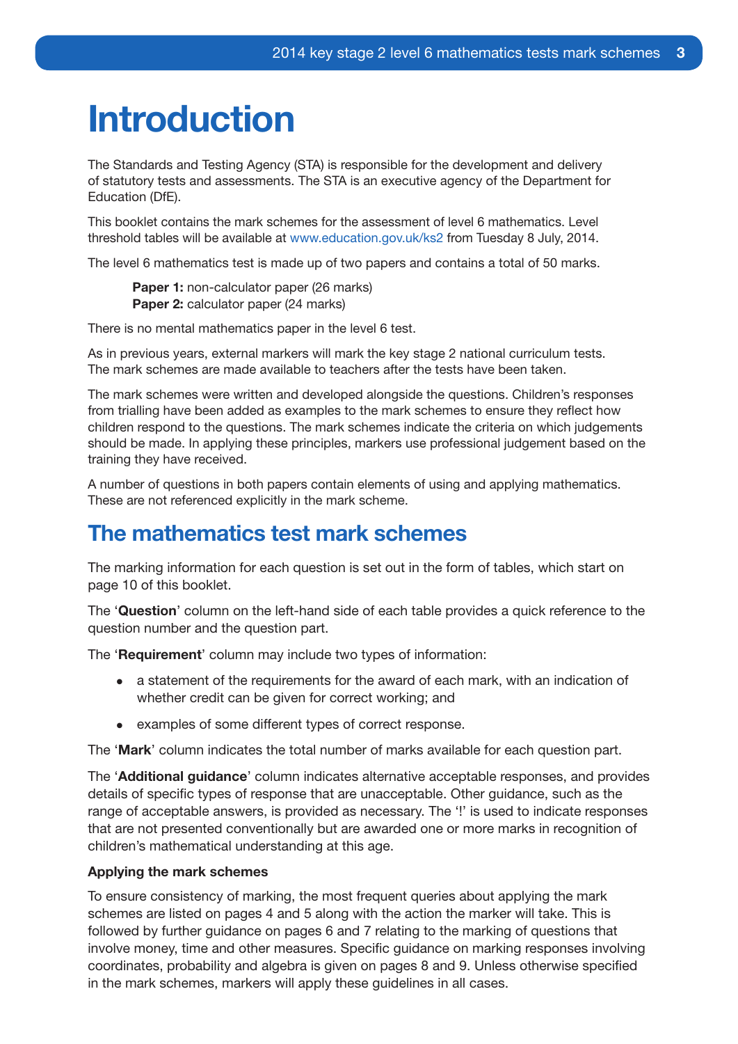# Introduction

The Standards and Testing Agency (STA) is responsible for the development and delivery of statutory tests and assessments. The STA is an executive agency of the Department for Education (DfE).

This booklet contains the mark schemes for the assessment of level 6 mathematics. Level threshold tables will be available at www.education.gov.uk/ks2 from Tuesday 8 July, 2014.

The level 6 mathematics test is made up of two papers and contains a total of 50 marks.

> **Paper 1:** non-calculator paper (26 marks)
> **Paper 2:** calculator paper (24 marks)

There is no mental mathematics paper in the level 6 test.

As in previous years, external markers will mark the key stage 2 national curriculum tests. The mark schemes are made available to teachers after the tests have been taken.

The mark schemes were written and developed alongside the questions. Children's responses from trialling have been added as examples to the mark schemes to ensure they reflect how children respond to the questions. The mark schemes indicate the criteria on which judgements should be made. In applying these principles, markers use professional judgement based on the training they have received.

A number of questions in both papers contain elements of using and applying mathematics. These are not referenced explicitly in the mark scheme.

## The mathematics test mark schemes

The marking information for each question is set out in the form of tables, which start on page 10 of this booklet.

The '**Question**' column on the left-hand side of each table provides a quick reference to the question number and the question part.

The '**Requirement**' column may include two types of information:

- a statement of the requirements for the award of each mark, with an indication of whether credit can be given for correct working; and
- examples of some different types of correct response.

The '**Mark**' column indicates the total number of marks available for each question part.

The '**Additional guidance**' column indicates alternative acceptable responses, and provides details of specific types of response that are unacceptable. Other guidance, such as the range of acceptable answers, is provided as necessary. The '!' is used to indicate responses that are not presented conventionally but are awarded one or more marks in recognition of children's mathematical understanding at this age.

**Applying the mark schemes**

To ensure consistency of marking, the most frequent queries about applying the mark schemes are listed on pages 4 and 5 along with the action the marker will take. This is followed by further guidance on pages 6 and 7 relating to the marking of questions that involve money, time and other measures. Specific guidance on marking responses involving coordinates, probability and algebra is given on pages 8 and 9. Unless otherwise specified in the mark schemes, markers will apply these guidelines in all cases.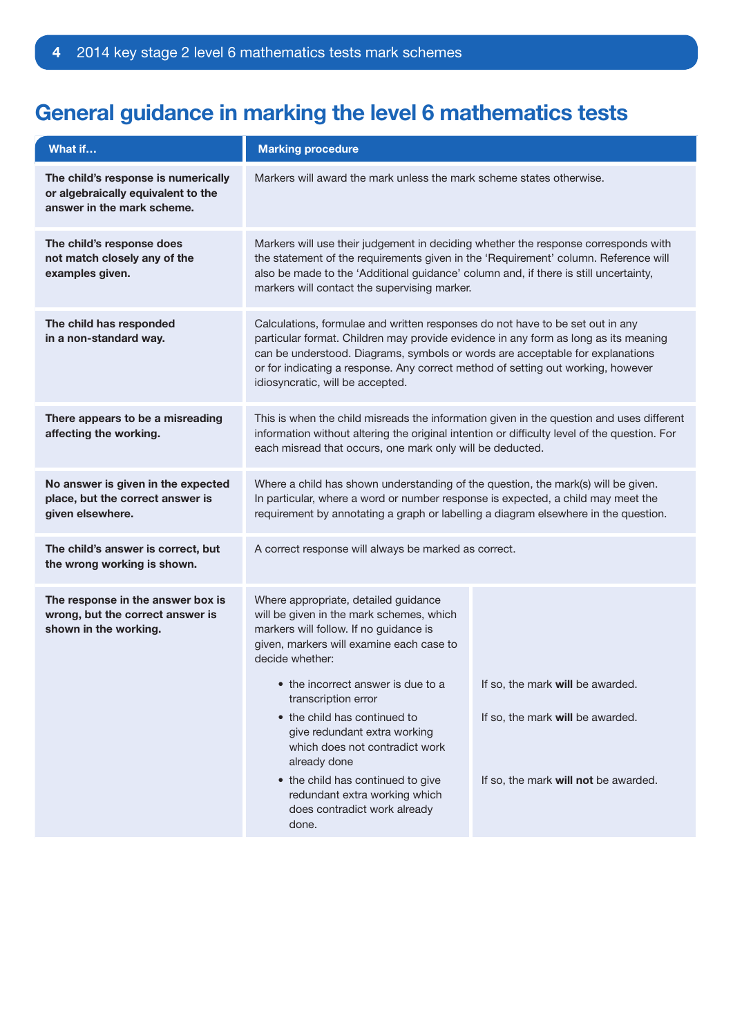# General guidance in marking the level 6 mathematics tests

| What if... | Marking procedure | |
|---|---|---|
| **The child's response is numerically or algebraically equivalent to the answer in the mark scheme.** | Markers will award the mark unless the mark scheme states otherwise. | |
| **The child's response does not match closely any of the examples given.** | Markers will use their judgement in deciding whether the response corresponds with the statement of the requirements given in the 'Requirement' column. Reference will also be made to the 'Additional guidance' column and, if there is still uncertainty, markers will contact the supervising marker. | |
| **The child has responded in a non-standard way.** | Calculations, formulae and written responses do not have to be set out in any particular format. Children may provide evidence in any form as long as its meaning can be understood. Diagrams, symbols or words are acceptable for explanations or for indicating a response. Any correct method of setting out working, however idiosyncratic, will be accepted. | |
| **There appears to be a misreading affecting the working.** | This is when the child misreads the information given in the question and uses different information without altering the original intention or difficulty level of the question. For each misread that occurs, one mark only will be deducted. | |
| **No answer is given in the expected place, but the correct answer is given elsewhere.** | Where a child has shown understanding of the question, the mark(s) will be given. In particular, where a word or number response is expected, a child may meet the requirement by annotating a graph or labelling a diagram elsewhere in the question. | |
| **The child's answer is correct, but the wrong working is shown.** | A correct response will always be marked as correct. | |
| **The response in the answer box is wrong, but the correct answer is shown in the working.** | Where appropriate, detailed guidance will be given in the mark schemes, which markers will follow. If no guidance is given, markers will examine each case to decide whether: | |
| | • the incorrect answer is due to a transcription error | If so, the mark **will** be awarded. |
| | • the child has continued to give redundant extra working which does not contradict work already done | If so, the mark **will** be awarded. |
| | • the child has continued to give redundant extra working which does contradict work already done. | If so, the mark **will not** be awarded. |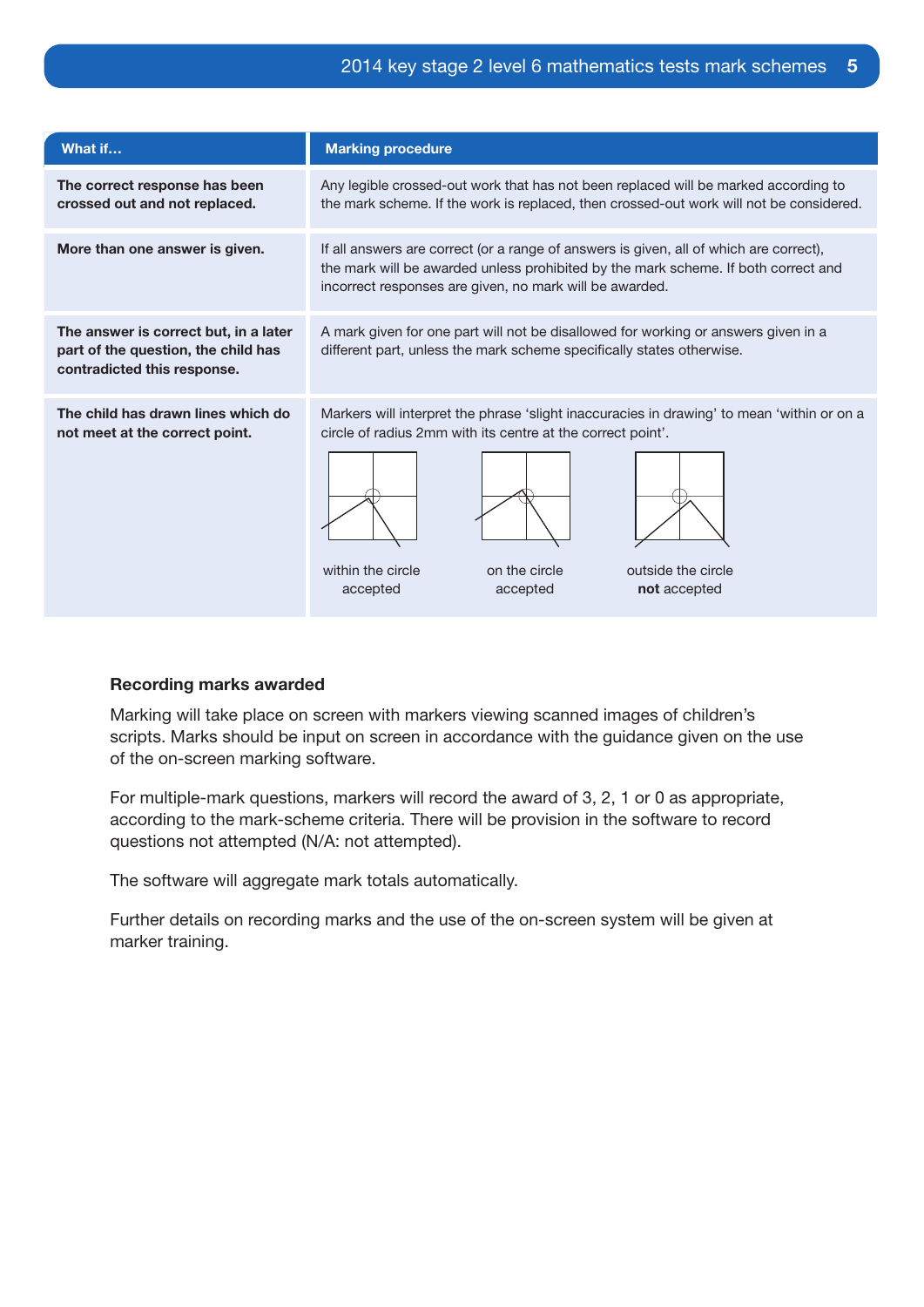| What if… | Marking procedure |
|---|---|
| **The correct response has been crossed out and not replaced.** | Any legible crossed-out work that has not been replaced will be marked according to the mark scheme. If the work is replaced, then crossed-out work will not be considered. |
| **More than one answer is given.** | If all answers are correct (or a range of answers is given, all of which are correct), the mark will be awarded unless prohibited by the mark scheme. If both correct and incorrect responses are given, no mark will be awarded. |
| **The answer is correct but, in a later part of the question, the child has contradicted this response.** | A mark given for one part will not be disallowed for working or answers given in a different part, unless the mark scheme specifically states otherwise. |
| **The child has drawn lines which do not meet at the correct point.** | Markers will interpret the phrase 'slight inaccuracies in drawing' to mean 'within or on a circle of radius 2mm with its centre at the correct point'.<br><br>within the circle accepted — on the circle accepted — outside the circle **not** accepted |

## Recording marks awarded

Marking will take place on screen with markers viewing scanned images of children's scripts. Marks should be input on screen in accordance with the guidance given on the use of the on-screen marking software.

For multiple-mark questions, markers will record the award of 3, 2, 1 or 0 as appropriate, according to the mark-scheme criteria. There will be provision in the software to record questions not attempted (N/A: not attempted).

The software will aggregate mark totals automatically.

Further details on recording marks and the use of the on-screen system will be given at marker training.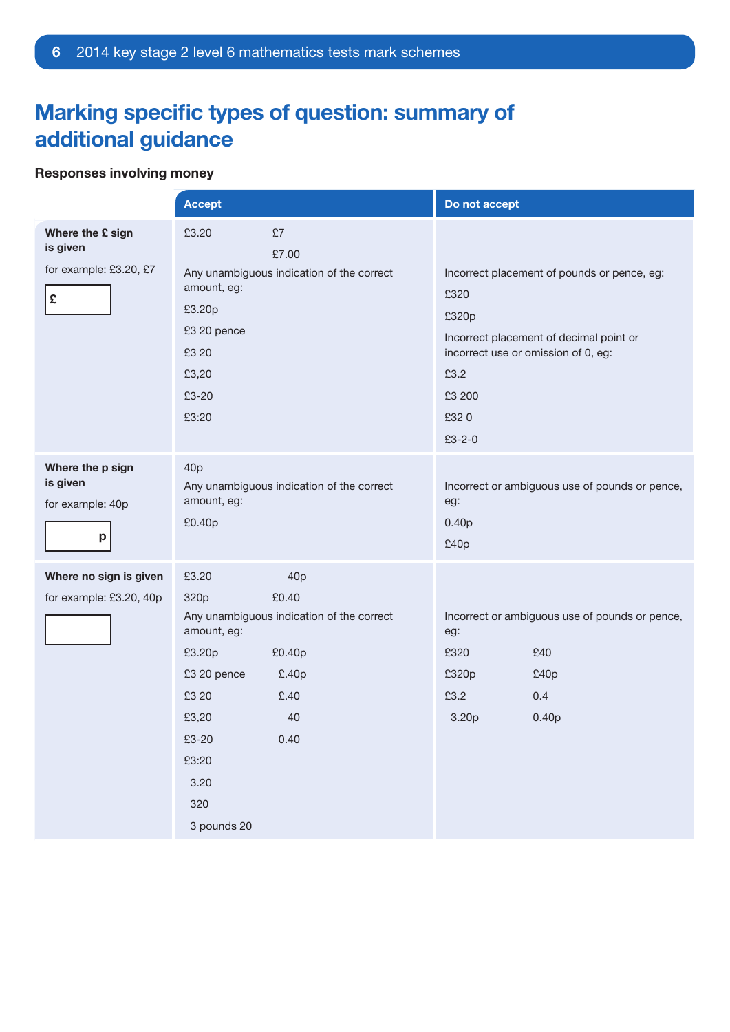# Marking specific types of question: summary of additional guidance

**Responses involving money**

| | Accept | Do not accept |
|---|---|---|
| **Where the £ sign is given**<br><br>for example: £3.20, £7<br><br>£ | £3.20 £7<br>£7.00<br>Any unambiguous indication of the correct amount, eg:<br>£3.20p<br>£3 20 pence<br>£3 20<br>£3,20<br>£3-20<br>£3:20 | Incorrect placement of pounds or pence, eg:<br>£320<br>£320p<br>Incorrect placement of decimal point or incorrect use or omission of 0, eg:<br>£3.2<br>£3 200<br>£32 0<br>£3-2-0 |
| **Where the p sign is given**<br><br>for example: 40p<br><br>p | 40p<br>Any unambiguous indication of the correct amount, eg:<br>£0.40p | Incorrect or ambiguous use of pounds or pence, eg:<br>0.40p<br>£40p |
| **Where no sign is given**<br><br>for example: £3.20, 40p | £3.20 40p<br>320p £0.40<br>Any unambiguous indication of the correct amount, eg:<br>£3.20p £0.40p<br>£3 20 pence £.40p<br>£3 20 £.40<br>£3,20 40<br>£3-20 0.40<br>£3:20<br>3.20<br>320<br>3 pounds 20 | Incorrect or ambiguous use of pounds or pence, eg:<br>£320 £40<br>£320p £40p<br>£3.2 0.4<br>3.20p 0.40p |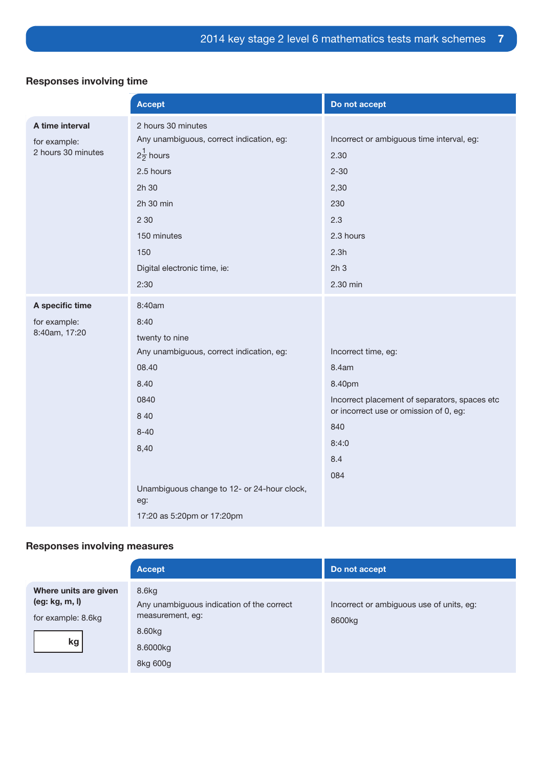### Responses involving time

| | Accept | Do not accept |
|---|---|---|
| **A time interval**<br><br>for example:<br>2 hours 30 minutes | 2 hours 30 minutes<br>Any unambiguous, correct indication, eg:<br>$2\frac{1}{2}$ hours<br>2.5 hours<br>2h 30<br>2h 30 min<br>2 30<br>150 minutes<br>150<br>Digital electronic time, ie:<br>2:30 | Incorrect or ambiguous time interval, eg:<br>2.30<br>2-30<br>2,30<br>230<br>2.3<br>2.3 hours<br>2.3h<br>2h 3<br>2.30 min |
| **A specific time**<br><br>for example:<br>8:40am, 17:20 | 8:40am<br>8:40<br>twenty to nine<br>Any unambiguous, correct indication, eg:<br>08.40<br>8.40<br>0840<br>8 40<br>8-40<br>8,40<br><br>Unambiguous change to 12- or 24-hour clock, eg:<br>17:20 as 5:20pm or 17:20pm | Incorrect time, eg:<br>8.4am<br>8.40pm<br>Incorrect placement of separators, spaces etc or incorrect use or omission of 0, eg:<br>840<br>8:4:0<br>8.4<br>084 |

### Responses involving measures

| | Accept | Do not accept |
|---|---|---|
| **Where units are given (eg: kg, m, l)**<br><br>for example: 8.6kg<br><br>[ kg ] | 8.6kg<br>Any unambiguous indication of the correct measurement, eg:<br>8.60kg<br>8.6000kg<br>8kg 600g | Incorrect or ambiguous use of units, eg:<br>8600kg |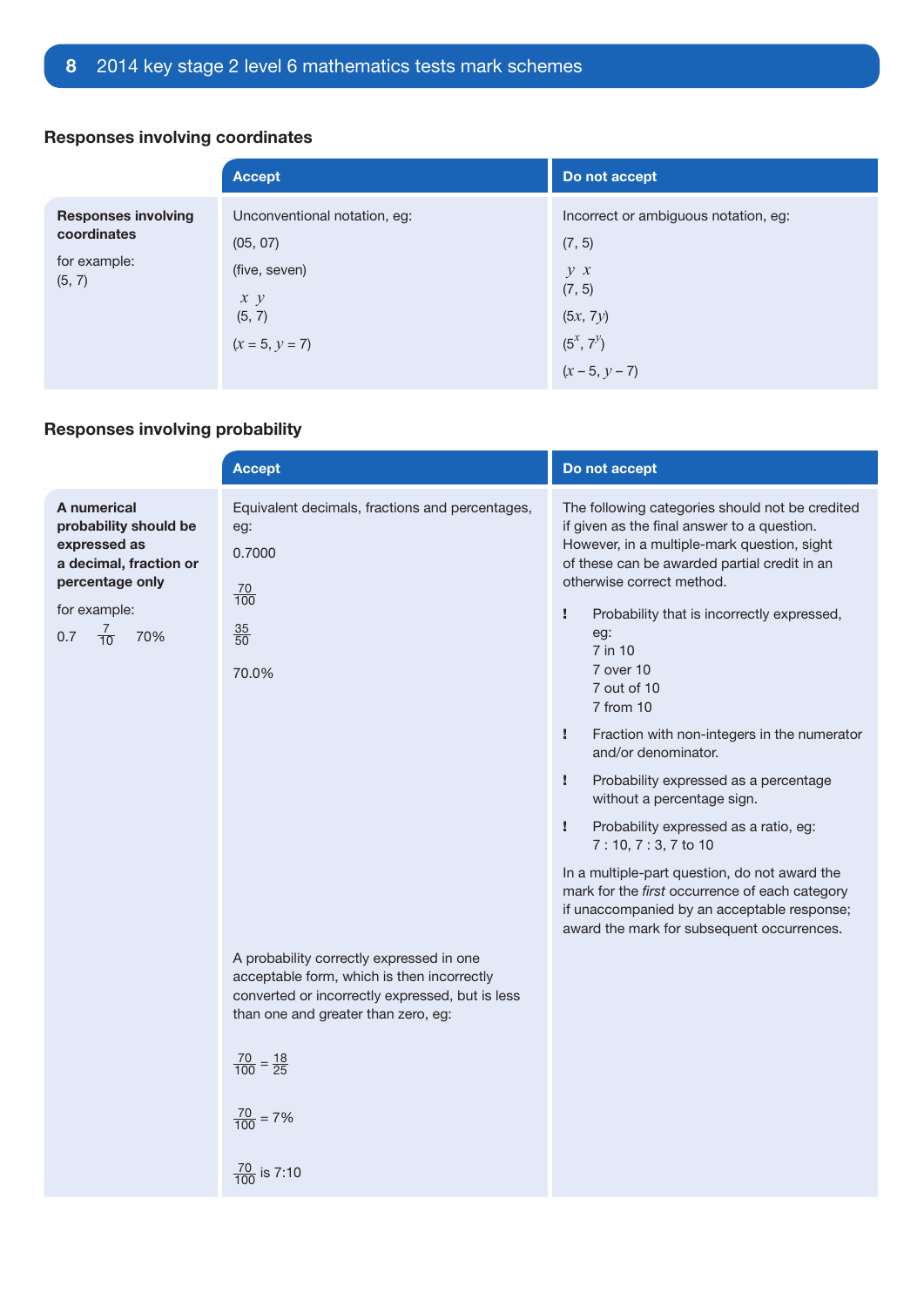## Responses involving coordinates

| | Accept | Do not accept |
|---|---|---|
| **Responses involving coordinates**<br><br>for example:<br>(5, 7) | Unconventional notation, eg:<br><br>(05, 07)<br><br>(five, seven)<br><br>$x$ $y$<br>(5, 7)<br><br>($x$ = 5, $y$ = 7) | Incorrect or ambiguous notation, eg:<br><br>(7, 5)<br><br>$y$ $x$<br>(7, 5)<br><br>($5x$, $7y$)<br><br>($5^x$, $7^y$)<br><br>($x$ – 5, $y$ – 7) |

## Responses involving probability

| | Accept | Do not accept |
|---|---|---|
| **A numerical probability should be expressed as a decimal, fraction or percentage only**<br><br>for example:<br>0.7 $\frac{7}{10}$ 70% | Equivalent decimals, fractions and percentages, eg:<br><br>0.7000<br><br>$\frac{70}{100}$<br><br>$\frac{35}{50}$<br><br>70.0%<br><br>A probability correctly expressed in one acceptable form, which is then incorrectly converted or incorrectly expressed, but is less than one and greater than zero, eg:<br><br>$\frac{70}{100} = \frac{18}{25}$<br><br>$\frac{70}{100}$ = 7%<br><br>$\frac{70}{100}$ is 7:10 | The following categories should not be credited if given as the final answer to a question. However, in a multiple-mark question, sight of these can be awarded partial credit in an otherwise correct method.<br><br>! Probability that is incorrectly expressed, eg:<br>7 in 10<br>7 over 10<br>7 out of 10<br>7 from 10<br><br>! Fraction with non-integers in the numerator and/or denominator.<br><br>! Probability expressed as a percentage without a percentage sign.<br><br>! Probability expressed as a ratio, eg:<br>7 : 10, 7 : 3, 7 to 10<br><br>In a multiple-part question, do not award the mark for the *first* occurrence of each category if unaccompanied by an acceptable response; award the mark for subsequent occurrences. |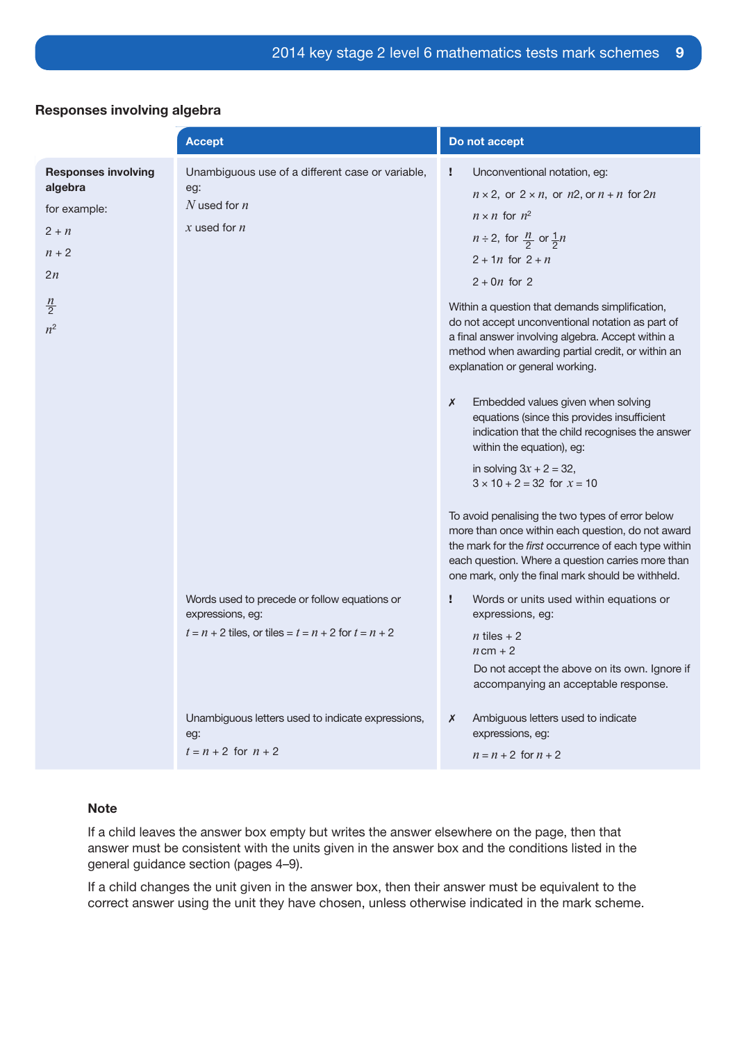## Responses involving algebra

| | Accept | Do not accept |
|---|---|---|
| **Responses involving algebra**<br>for example:<br>$2 + n$<br>$n + 2$<br>$2n$<br>$\frac{n}{2}$<br>$n^2$ | Unambiguous use of a different case or variable, eg:<br>$N$ used for $n$<br>$x$ used for $n$ | ! Unconventional notation, eg:<br>$n \times 2$, or $2 \times n$, or $n2$, or $n + n$ for $2n$<br>$n \times n$ for $n^2$<br>$n \div 2$, for $\frac{n}{2}$ or $\frac{1}{2}n$<br>$2 + 1n$ for $2 + n$<br>$2 + 0n$ for $2$<br>Within a question that demands simplification, do not accept unconventional notation as part of a final answer involving algebra. Accept within a method when awarding partial credit, or within an explanation or general working.<br><br>✗ Embedded values given when solving equations (since this provides insufficient indication that the child recognises the answer within the equation), eg:<br>in solving $3x + 2 = 32$,<br>$3 \times 10 + 2 = 32$ for $x = 10$<br><br>To avoid penalising the two types of error below more than once within each question, do not award the mark for the *first* occurrence of each type within each question. Where a question carries more than one mark, only the final mark should be withheld. |
| | Words used to precede or follow equations or expressions, eg:<br>$t = n + 2$ tiles, or tiles $= t = n + 2$ for $t = n + 2$ | ! Words or units used within equations or expressions, eg:<br>$n$ tiles $+ 2$<br>$n$cm $+ 2$<br>Do not accept the above on its own. Ignore if accompanying an acceptable response. |
| | Unambiguous letters used to indicate expressions, eg:<br>$t = n + 2$ for $n + 2$ | ✗ Ambiguous letters used to indicate expressions, eg:<br>$n = n + 2$ for $n + 2$ |

### Note

If a child leaves the answer box empty but writes the answer elsewhere on the page, then that answer must be consistent with the units given in the answer box and the conditions listed in the general guidance section (pages 4–9).

If a child changes the unit given in the answer box, then their answer must be equivalent to the correct answer using the unit they have chosen, unless otherwise indicated in the mark scheme.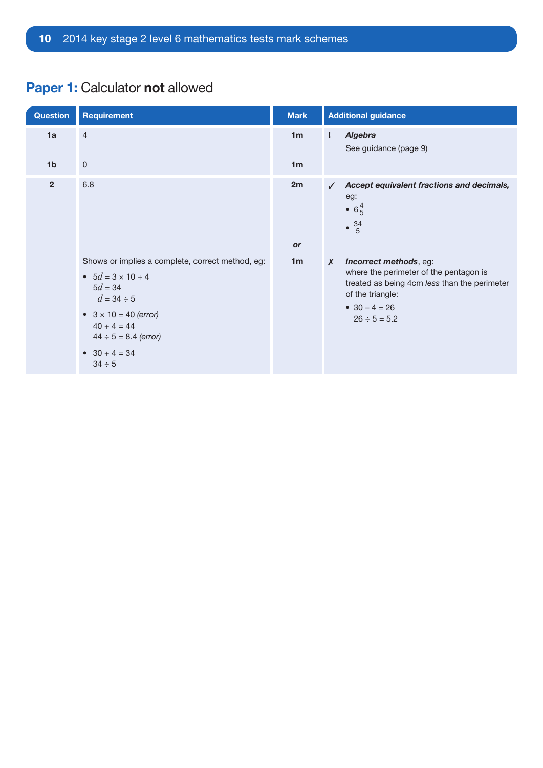## Paper 1: Calculator **not** allowed

| Question | Requirement | Mark | Additional guidance |
|---|---|---|---|
| 1a | 4 | 1m | ! ***Algebra***<br>See guidance (page 9) |
| 1b | 0 | 1m | |
| 2 | 6.8 | 2m | ✓ ***Accept equivalent fractions and decimals,*** eg:<br>• $6\frac{4}{5}$<br>• $\frac{34}{5}$ |
| | | *or* | |
| | Shows or implies a complete, correct method, eg:<br>• $5d = 3 \times 10 + 4$<br>$5d = 34$<br>$d = 34 \div 5$<br>• $3 \times 10 = 40$ *(error)*<br>$40 + 4 = 44$<br>$44 \div 5 = 8.4$ *(error)*<br>• $30 + 4 = 34$<br>$34 \div 5$ | 1m | ✗ ***Incorrect methods***, eg:<br>where the perimeter of the pentagon is treated as being 4cm *less* than the perimeter of the triangle:<br>• $30 - 4 = 26$<br>$26 \div 5 = 5.2$ |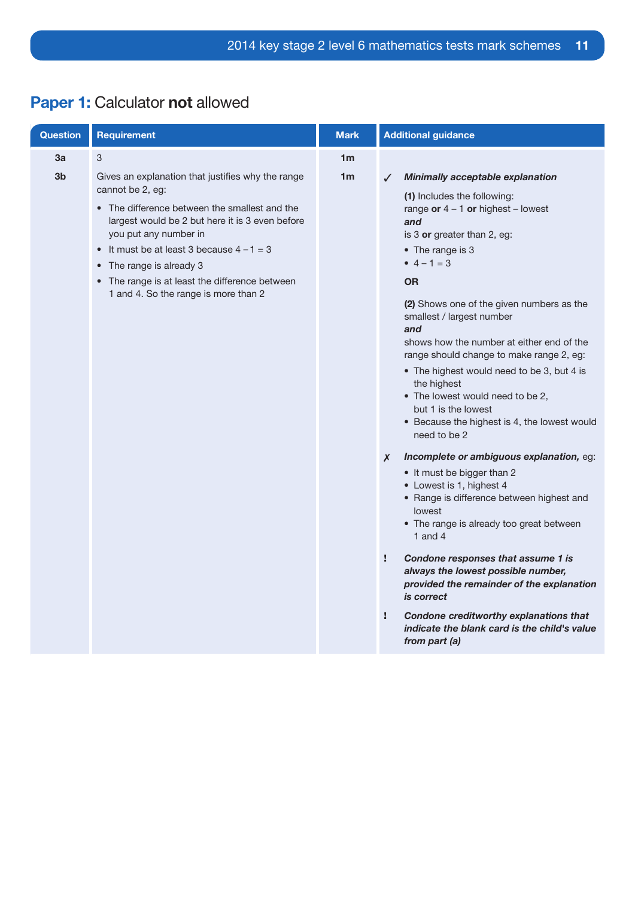## **Paper 1:** Calculator **not** allowed

| Question | Requirement | Mark | Additional guidance |
|---|---|---|---|
| 3a | 3 | 1m | |
| 3b | Gives an explanation that justifies why the range cannot be 2, eg:<br>• The difference between the smallest and the largest would be 2 but here it is 3 even before you put any number in<br>• It must be at least 3 because 4 – 1 = 3<br>• The range is already 3<br>• The range is at least the difference between 1 and 4. So the range is more than 2 | 1m | ✓ ***Minimally acceptable explanation***<br>**(1)** Includes the following:<br>range **or** 4 – 1 **or** highest – lowest<br>***and***<br>is 3 **or** greater than 2, eg:<br>• The range is 3<br>• 4 – 1 = 3<br>**OR**<br>**(2)** Shows one of the given numbers as the smallest / largest number<br>***and***<br>shows how the number at either end of the range should change to make range 2, eg:<br>• The highest would need to be 3, but 4 is the highest<br>• The lowest would need to be 2, but 1 is the lowest<br>• Because the highest is 4, the lowest would need to be 2<br><br>✗ ***Incomplete or ambiguous explanation,*** eg:<br>• It must be bigger than 2<br>• Lowest is 1, highest 4<br>• Range is difference between highest and lowest<br>• The range is already too great between 1 and 4<br><br>! ***Condone responses that assume 1 is always the lowest possible number, provided the remainder of the explanation is correct***<br><br>! ***Condone creditworthy explanations that indicate the blank card is the child's value from part (a)*** |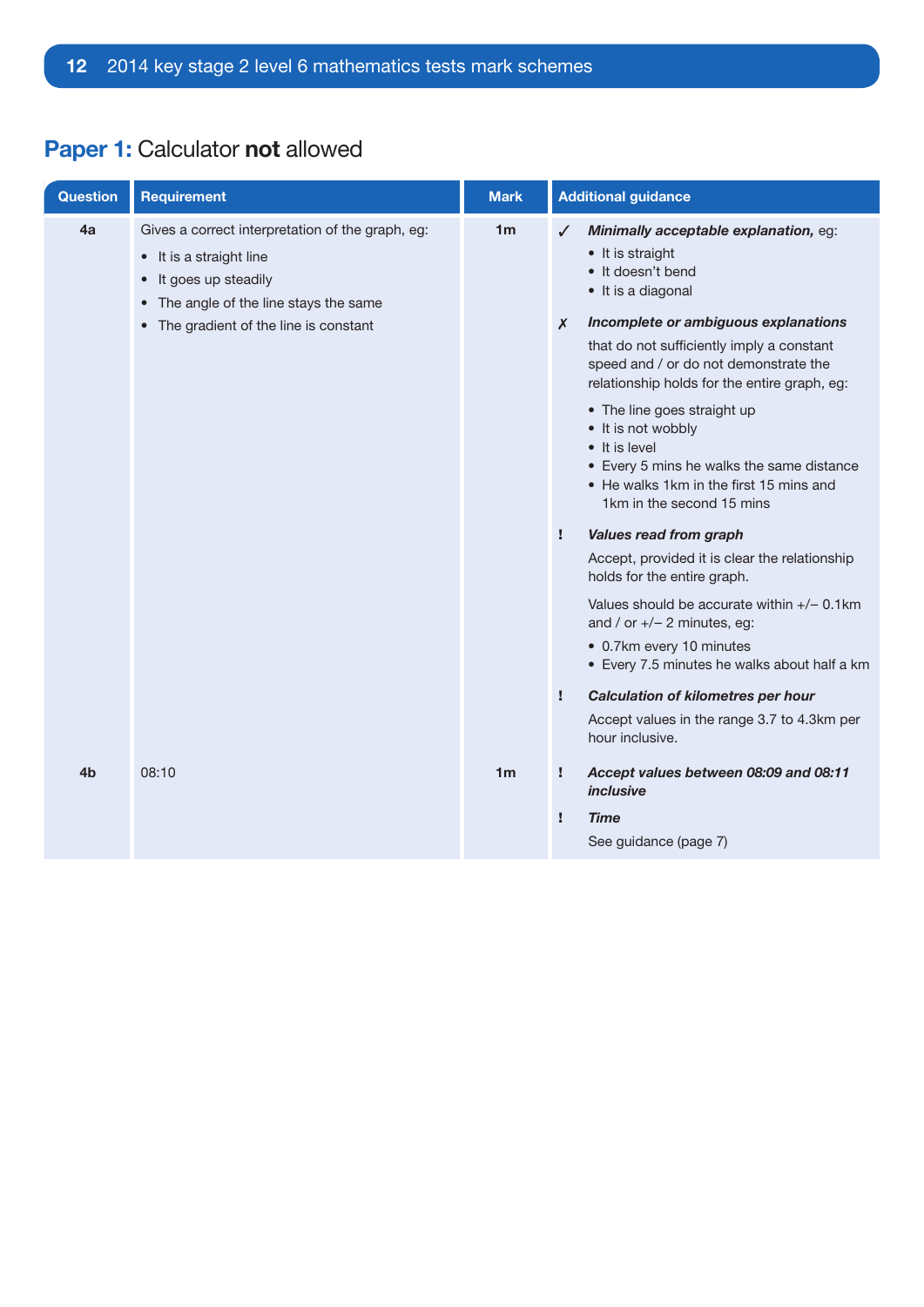## Paper 1: Calculator **not** allowed

| Question | Requirement | Mark | Additional guidance |
|---|---|---|---|
| 4a | Gives a correct interpretation of the graph, eg:<br>• It is a straight line<br>• It goes up steadily<br>• The angle of the line stays the same<br>• The gradient of the line is constant | 1m | ✓ ***Minimally acceptable explanation,*** eg:<br>• It is straight<br>• It doesn't bend<br>• It is a diagonal<br><br>✗ ***Incomplete or ambiguous explanations*** that do not sufficiently imply a constant speed and / or do not demonstrate the relationship holds for the entire graph, eg:<br>• The line goes straight up<br>• It is not wobbly<br>• It is level<br>• Every 5 mins he walks the same distance<br>• He walks 1km in the first 15 mins and 1km in the second 15 mins<br><br>! ***Values read from graph***<br>Accept, provided it is clear the relationship holds for the entire graph.<br>Values should be accurate within +/– 0.1km and / or +/– 2 minutes, eg:<br>• 0.7km every 10 minutes<br>• Every 7.5 minutes he walks about half a km<br><br>! ***Calculation of kilometres per hour***<br>Accept values in the range 3.7 to 4.3km per hour inclusive. |
| 4b | 08:10 | 1m | ! ***Accept values between 08:09 and 08:11 inclusive***<br><br>! ***Time***<br>See guidance (page 7) |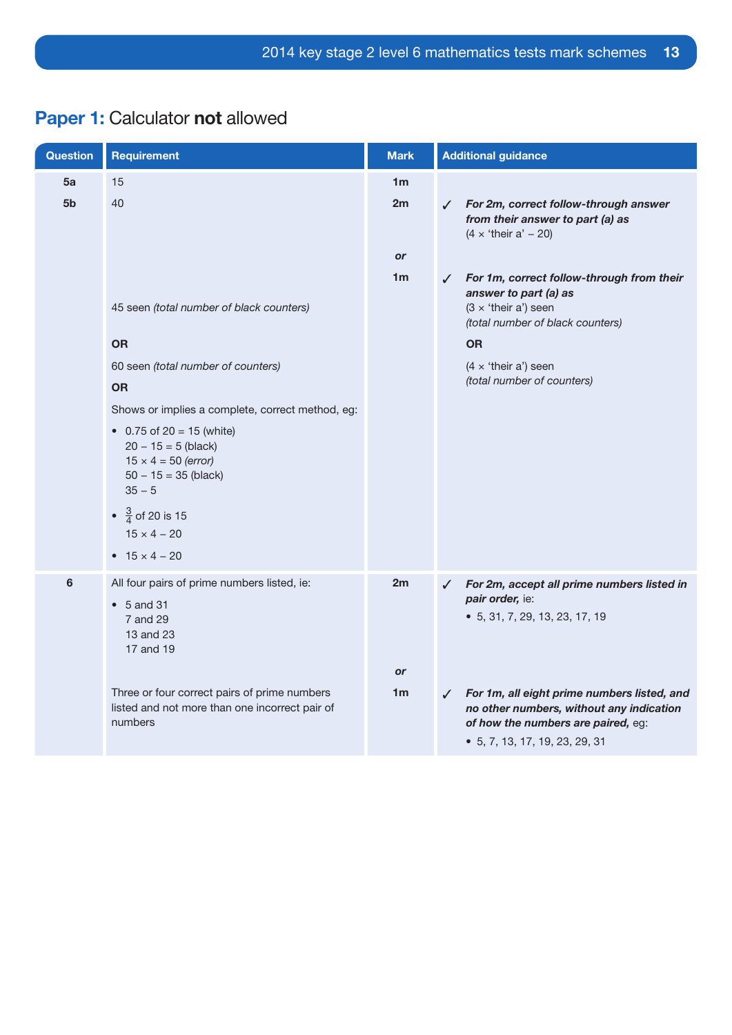## Paper 1: Calculator **not** allowed

| Question | Requirement | Mark | Additional guidance |
|---|---|---|---|
| 5a | 15 | 1m | |
| 5b | 40 | 2m | ✓ ***For 2m, correct follow-through answer from their answer to part (a) as*** (4 × 'their a' – 20) |
| | | *or* | |
| | 45 seen *(total number of black counters)*<br><br>**OR**<br><br>60 seen *(total number of counters)*<br><br>**OR**<br><br>Shows or implies a complete, correct method, eg:<br>• 0.75 of 20 = 15 (white)<br>20 – 15 = 5 (black)<br>15 × 4 = 50 *(error)*<br>50 – 15 = 35 (black)<br>35 – 5<br>• $\frac{3}{4}$ of 20 is 15<br>15 × 4 – 20<br>• 15 × 4 – 20 | 1m | ✓ ***For 1m, correct follow-through from their answer to part (a) as*** (3 × 'their a') seen *(total number of black counters)*<br><br>**OR**<br><br>(4 × 'their a') seen *(total number of counters)* |
| 6 | All four pairs of prime numbers listed, ie:<br>• 5 and 31<br>7 and 29<br>13 and 23<br>17 and 19 | 2m | ✓ ***For 2m, accept all prime numbers listed in pair order,*** ie:<br>• 5, 31, 7, 29, 13, 23, 17, 19 |
| | | *or* | |
| | Three or four correct pairs of prime numbers listed and not more than one incorrect pair of numbers | 1m | ✓ ***For 1m, all eight prime numbers listed, and no other numbers, without any indication of how the numbers are paired,*** eg:<br>• 5, 7, 13, 17, 19, 23, 29, 31 |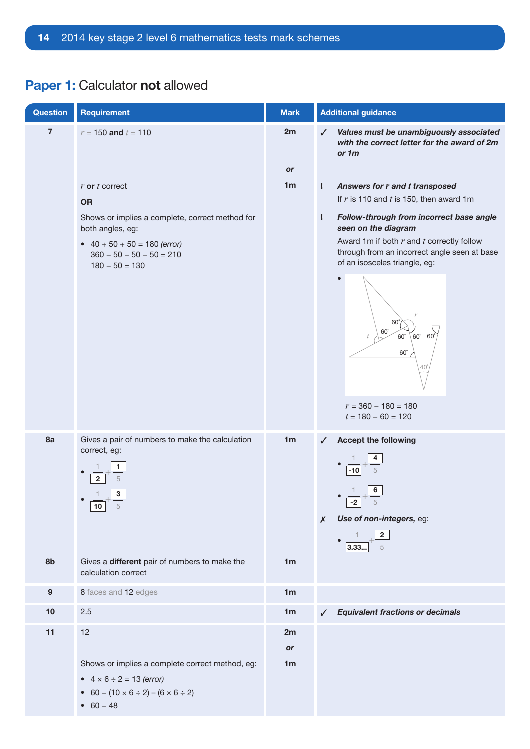## Paper 1: Calculator **not** allowed

| Question | Requirement | Mark | Additional guidance |
|---|---|---|---|
| 7 | $r = 150$ **and** $t = 110$ | 2m | ✓ ***Values must be unambiguously associated with the correct letter for the award of 2m or 1m*** |
| | | *or* | |
| | $r$ **or** $t$ correct<br>**OR**<br>Shows or implies a complete, correct method for both angles, eg:<br>• 40 + 50 + 50 = 180 *(error)*<br>360 – 50 – 50 – 50 = 210<br>180 – 50 = 130 | 1m | ! ***Answers for r and t transposed***<br>If $r$ is 110 and $t$ is 150, then award 1m<br>! ***Follow-through from incorrect base angle seen on the diagram***<br>Award 1m if both $r$ and $t$ correctly follow through from an incorrect angle seen at base of an isosceles triangle, eg:<br>• [diagram with angles 60°, 60°, 60°, 60°, 60°, 60°, 40°, labels $r$ and $t$]<br>$r = 360 – 180 = 180$<br>$t = 180 – 60 = 120$ |
| 8a | Gives a pair of numbers to make the calculation correct, eg:<br>• $\frac{1}{\boxed{2}} + \frac{\boxed{1}}{5}$<br>• $\frac{1}{\boxed{10}} + \frac{\boxed{3}}{5}$ | 1m | ✓ **Accept the following**<br>• $\frac{1}{\boxed{-10}} + \frac{\boxed{4}}{5}$<br>• $\frac{1}{\boxed{-2}} + \frac{\boxed{6}}{5}$<br>✗ ***Use of non-integers,*** eg:<br>• $\frac{1}{\boxed{3.33...}} + \frac{\boxed{2}}{5}$ |
| 8b | Gives a **different** pair of numbers to make the calculation correct | 1m | |
| 9 | 8 faces and 12 edges | 1m | |
| 10 | 2.5 | 1m | ✓ ***Equivalent fractions or decimals*** |
| 11 | 12 | 2m | |
| | | *or* | |
| | Shows or implies a complete correct method, eg:<br>• 4 × 6 ÷ 2 = 13 *(error)*<br>• 60 – (10 × 6 ÷ 2) – (6 × 6 ÷ 2)<br>• 60 – 48 | 1m | |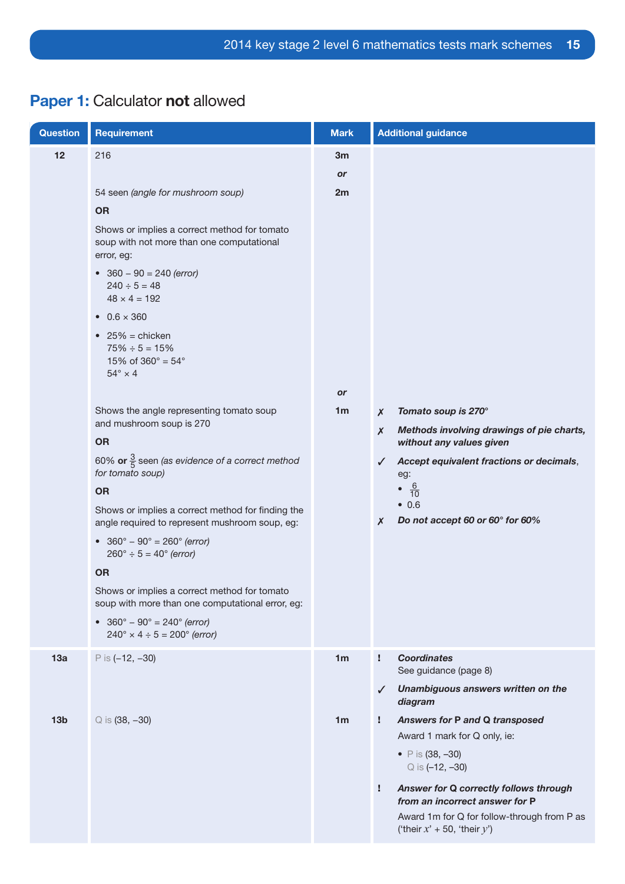## Paper 1: Calculator **not** allowed

| Question | Requirement | Mark | Additional guidance |
|---|---|---|---|
| 12 | 216 | 3m | |
| | | *or* | |
| | 54 seen *(angle for mushroom soup)*<br>**OR**<br>Shows or implies a correct method for tomato soup with not more than one computational error, eg:<br>• 360 – 90 = 240 *(error)*<br>240 ÷ 5 = 48<br>48 × 4 = 192<br>• 0.6 × 360<br>• 25% = chicken<br>75% ÷ 5 = 15%<br>15% of 360° = 54°<br>54° × 4 | 2m | |
| | | *or* | |
| | Shows the angle representing tomato soup and mushroom soup is 270<br>**OR**<br>60% **or** $\frac{3}{5}$ seen *(as evidence of a correct method for tomato soup)*<br>**OR**<br>Shows or implies a correct method for finding the angle required to represent mushroom soup, eg:<br>• 360° – 90° = 260° *(error)*<br>260° ÷ 5 = 40° *(error)*<br>**OR**<br>Shows or implies a correct method for tomato soup with more than one computational error, eg:<br>• 360° – 90° = 240° *(error)*<br>240° × 4 ÷ 5 = 200° *(error)* | 1m | ✗ ***Tomato soup is 270°***<br>✗ ***Methods involving drawings of pie charts, without any values given***<br>✓ ***Accept equivalent fractions or decimals***, eg:<br>• $\frac{6}{10}$<br>• 0.6<br>✗ ***Do not accept 60 or 60° for 60%*** |
| 13a | P is (–12, –30) | 1m | ! ***Coordinates***<br>See guidance (page 8)<br>✓ ***Unambiguous answers written on the diagram*** |
| 13b | Q is (38, –30) | 1m | ! ***Answers for P and Q transposed***<br>Award 1 mark for Q only, ie:<br>• P is (38, –30)<br>Q is (–12, –30)<br>! ***Answer for Q correctly follows through from an incorrect answer for P***<br>Award 1m for Q for follow-through from P as (‘their $x$’ + 50, ‘their $y$’) |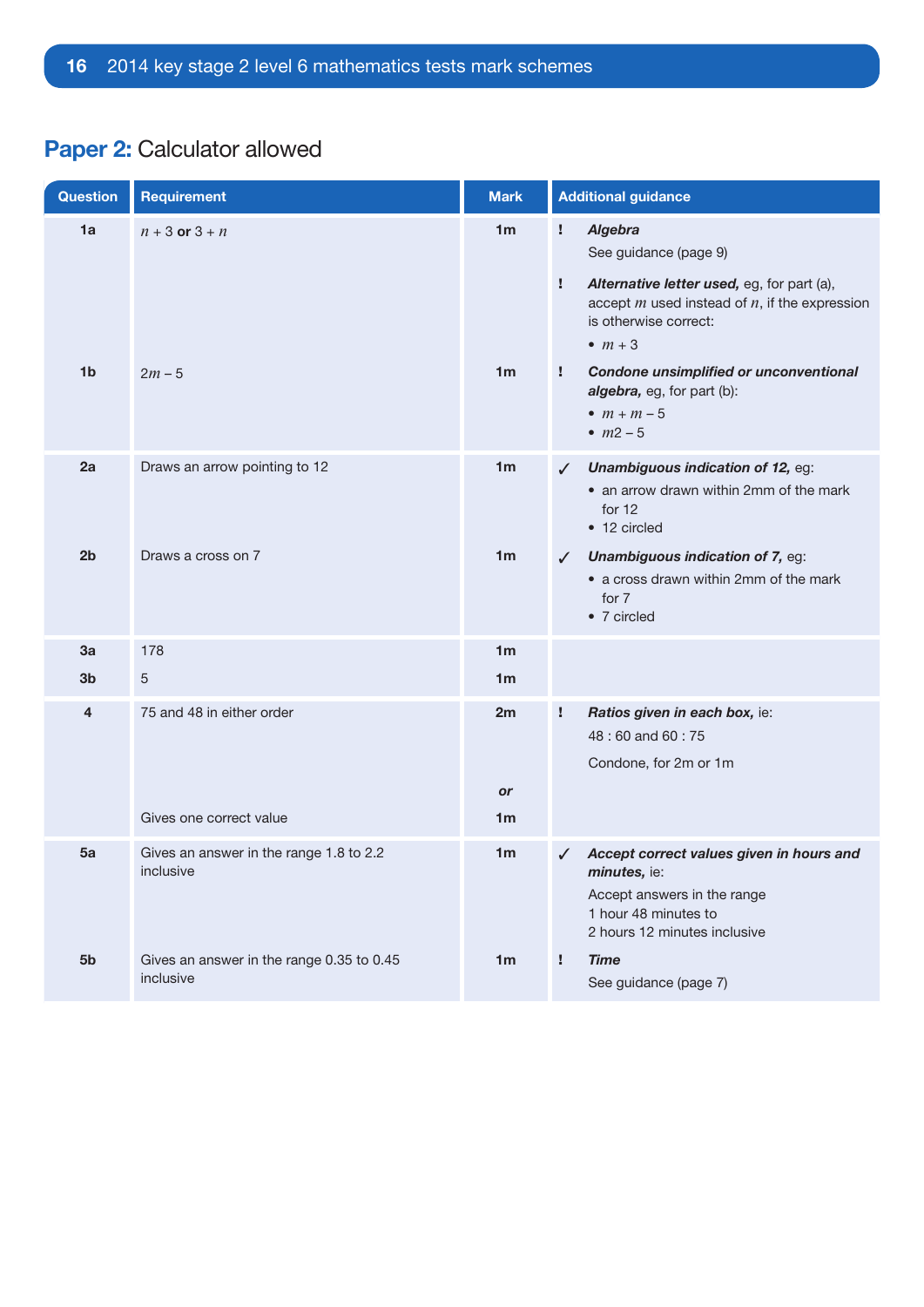## **Paper 2:** Calculator allowed

| Question | Requirement | Mark | Additional guidance |
|---|---|---|---|
| 1a | $n + 3$ **or** $3 + n$ | 1m | ! ***Algebra*** See guidance (page 9) ! ***Alternative letter used,*** eg, for part (a), accept $m$ used instead of $n$, if the expression is otherwise correct: • $m + 3$ |
| 1b | $2m - 5$ | 1m | ! ***Condone unsimplified or unconventional algebra,*** eg, for part (b): • $m + m - 5$ • $m2 - 5$ |
| 2a | Draws an arrow pointing to 12 | 1m | ✓ ***Unambiguous indication of 12,*** eg: • an arrow drawn within 2mm of the mark for 12 • 12 circled |
| 2b | Draws a cross on 7 | 1m | ✓ ***Unambiguous indication of 7,*** eg: • a cross drawn within 2mm of the mark for 7 • 7 circled |
| 3a | 178 | 1m | |
| 3b | 5 | 1m | |
| 4 | 75 and 48 in either order | 2m | ! ***Ratios given in each box,*** ie: 48 : 60 and 60 : 75 Condone, for 2m or 1m |
| | | *or* | |
| | Gives one correct value | 1m | |
| 5a | Gives an answer in the range 1.8 to 2.2 inclusive | 1m | ✓ ***Accept correct values given in hours and minutes,*** ie: Accept answers in the range 1 hour 48 minutes to 2 hours 12 minutes inclusive |
| 5b | Gives an answer in the range 0.35 to 0.45 inclusive | 1m | ! ***Time*** See guidance (page 7) |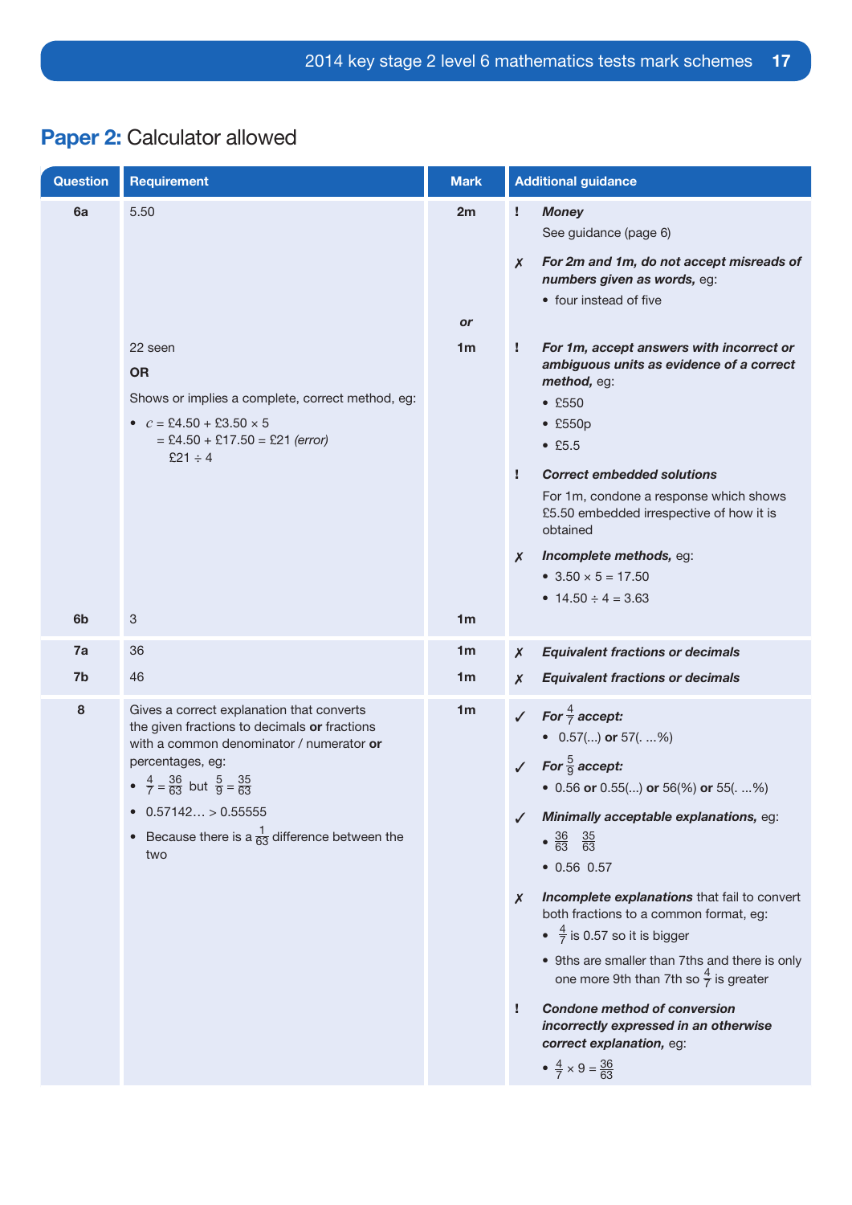## Paper 2: Calculator allowed

| Question | Requirement | Mark | Additional guidance |
|---|---|---|---|
| 6a | 5.50 | 2m | ! ***Money*** <br> See guidance (page 6) <br> ✗ ***For 2m and 1m, do not accept misreads of numbers given as words,*** eg: <br> • four instead of five |
| | | or | |
| | 22 seen <br> **OR** <br> Shows or implies a complete, correct method, eg: <br> • $c$ = £4.50 + £3.50 × 5 <br> = £4.50 + £17.50 = £21 *(error)* <br> £21 ÷ 4 | 1m | ! ***For 1m, accept answers with incorrect or ambiguous units as evidence of a correct method,*** eg: <br> • £550 <br> • £550p <br> • £5.5 <br> ! ***Correct embedded solutions*** <br> For 1m, condone a response which shows £5.50 embedded irrespective of how it is obtained <br> ✗ ***Incomplete methods,*** eg: <br> • 3.50 × 5 = 17.50 <br> • 14.50 ÷ 4 = 3.63 |
| 6b | 3 | 1m | |
| 7a | 36 | 1m | ✗ ***Equivalent fractions or decimals*** |
| 7b | 46 | 1m | ✗ ***Equivalent fractions or decimals*** |
| 8 | Gives a correct explanation that converts the given fractions to decimals **or** fractions with a common denominator / numerator **or** percentages, eg: <br> • $\frac{4}{7} = \frac{36}{63}$ but $\frac{5}{9} = \frac{35}{63}$ <br> • 0.57142… > 0.55555 <br> • Because there is a $\frac{1}{63}$ difference between the two | 1m | ✓ ***For $\frac{4}{7}$ accept:*** <br> • 0.57(...) **or** 57(. ...%) <br> ✓ ***For $\frac{5}{9}$ accept:*** <br> • 0.56 **or** 0.55(...) **or** 56(%) **or** 55(. ...%) <br> ✓ ***Minimally acceptable explanations,*** eg: <br> • $\frac{36}{63}$ $\frac{35}{63}$ <br> • 0.56 0.57 <br> ✗ ***Incomplete explanations*** that fail to convert both fractions to a common format, eg: <br> • $\frac{4}{7}$ is 0.57 so it is bigger <br> • 9ths are smaller than 7ths and there is only one more 9th than 7th so $\frac{4}{7}$ is greater <br> ! ***Condone method of conversion incorrectly expressed in an otherwise correct explanation,*** eg: <br> • $\frac{4}{7} \times 9 = \frac{36}{63}$ |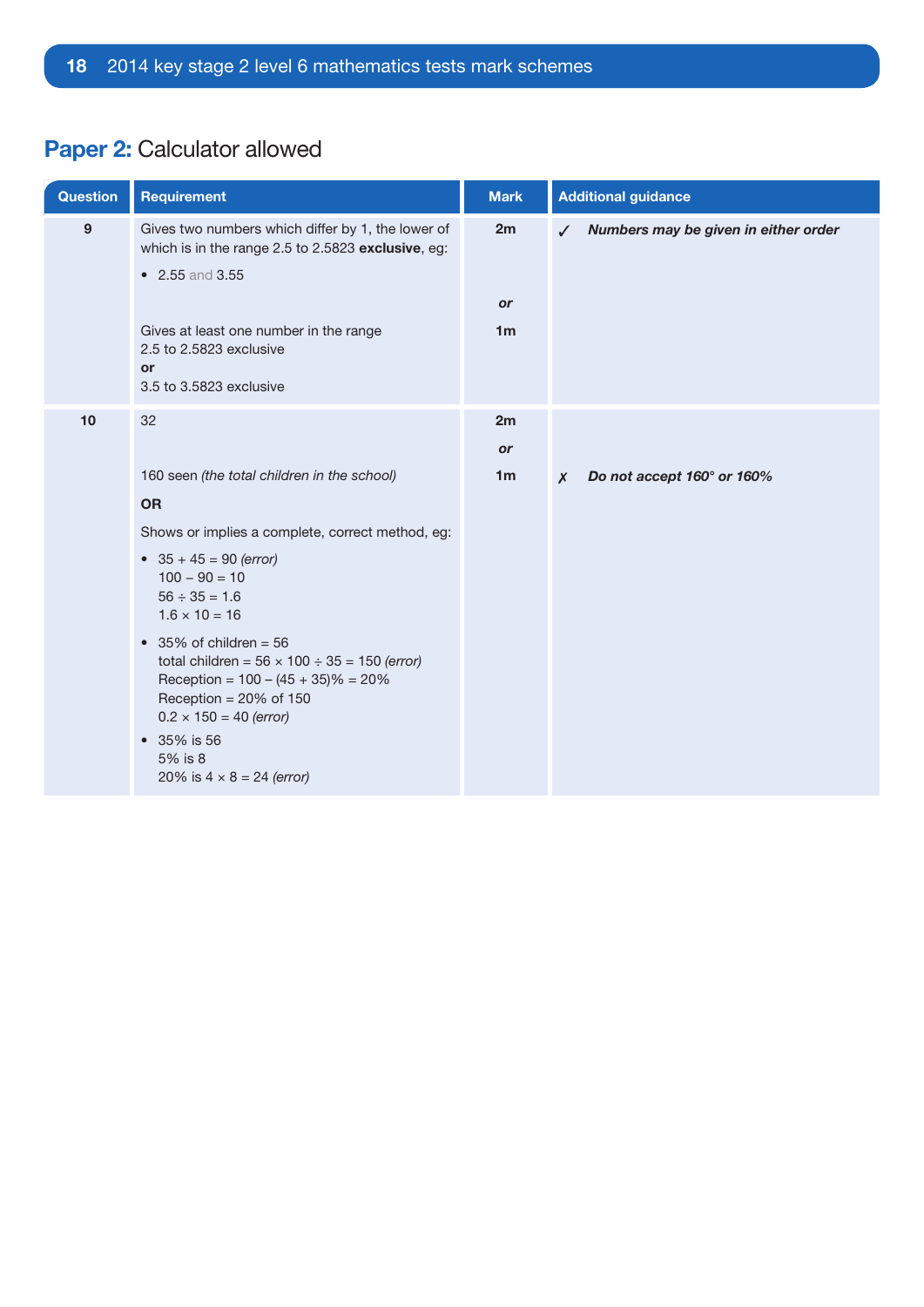## **Paper 2:** Calculator allowed

| Question | Requirement | Mark | Additional guidance |
|---|---|---|---|
| 9 | Gives two numbers which differ by 1, the lower of which is in the range 2.5 to 2.5823 **exclusive**, eg:<br>• 2.55 and 3.55 | 2m | ✓ ***Numbers may be given in either order*** |
| | | *or* | |
| | Gives at least one number in the range 2.5 to 2.5823 exclusive<br>**or**<br>3.5 to 3.5823 exclusive | 1m | |
| 10 | 32 | 2m | |
| | | *or* | |
| | 160 seen *(the total children in the school)*<br>**OR**<br>Shows or implies a complete, correct method, eg:<br>• 35 + 45 = 90 *(error)*<br>100 − 90 = 10<br>56 ÷ 35 = 1.6<br>1.6 × 10 = 16<br>• 35% of children = 56<br>total children = 56 × 100 ÷ 35 = 150 *(error)*<br>Reception = 100 − (45 + 35)% = 20%<br>Reception = 20% of 150<br>0.2 × 150 = 40 *(error)*<br>• 35% is 56<br>5% is 8<br>20% is 4 × 8 = 24 *(error)* | 1m | ✗ ***Do not accept 160° or 160%*** |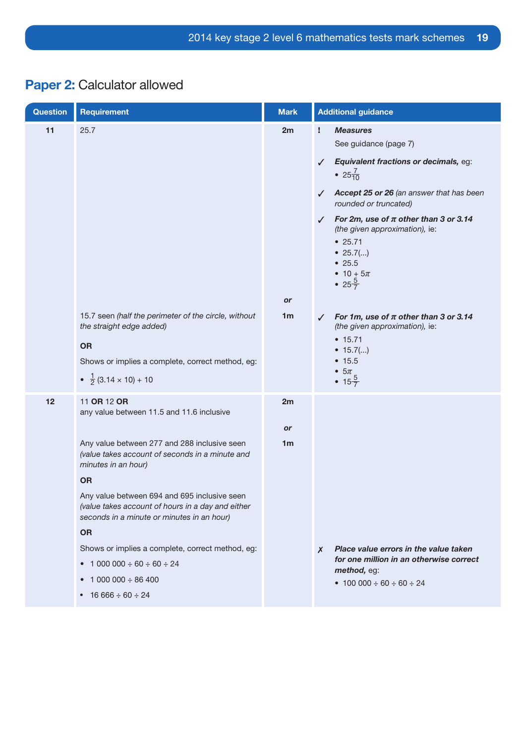## **Paper 2:** Calculator allowed

| Question | Requirement | Mark | Additional guidance |
|---|---|---|---|
| 11 | 25.7 | 2m | ! ***Measures*** See guidance (page 7) ✓ ***Equivalent fractions or decimals,*** eg: • $25\frac{7}{10}$ ✓ ***Accept 25 or 26*** *(an answer that has been rounded or truncated)* ✓ ***For 2m, use of π other than 3 or 3.14*** *(the given approximation),* ie: • 25.71 • 25.7(...) • 25.5 • $10 + 5\pi$ • $25\frac{5}{7}$ |
| | | *or* | |
| | 15.7 seen *(half the perimeter of the circle, without the straight edge added)* **OR** Shows or implies a complete, correct method, eg: • $\frac{1}{2}(3.14 \times 10) + 10$ | 1m | ✓ ***For 1m, use of π other than 3 or 3.14*** *(the given approximation),* ie: • 15.71 • 15.7(...) • 15.5 • $5\pi$ • $15\frac{5}{7}$ |
| 12 | 11 **OR** 12 **OR** any value between 11.5 and 11.6 inclusive | 2m | |
| | | *or* | |
| | Any value between 277 and 288 inclusive seen *(value takes account of seconds in a minute and minutes in an hour)* **OR** Any value between 694 and 695 inclusive seen *(value takes account of hours in a day and either seconds in a minute or minutes in an hour)* **OR** Shows or implies a complete, correct method, eg: • 1 000 000 ÷ 60 ÷ 60 ÷ 24 • 1 000 000 ÷ 86 400 • 16 666 ÷ 60 ÷ 24 | 1m | ✗ ***Place value errors in the value taken for one million in an otherwise correct method,*** eg: • 100 000 ÷ 60 ÷ 60 ÷ 24 |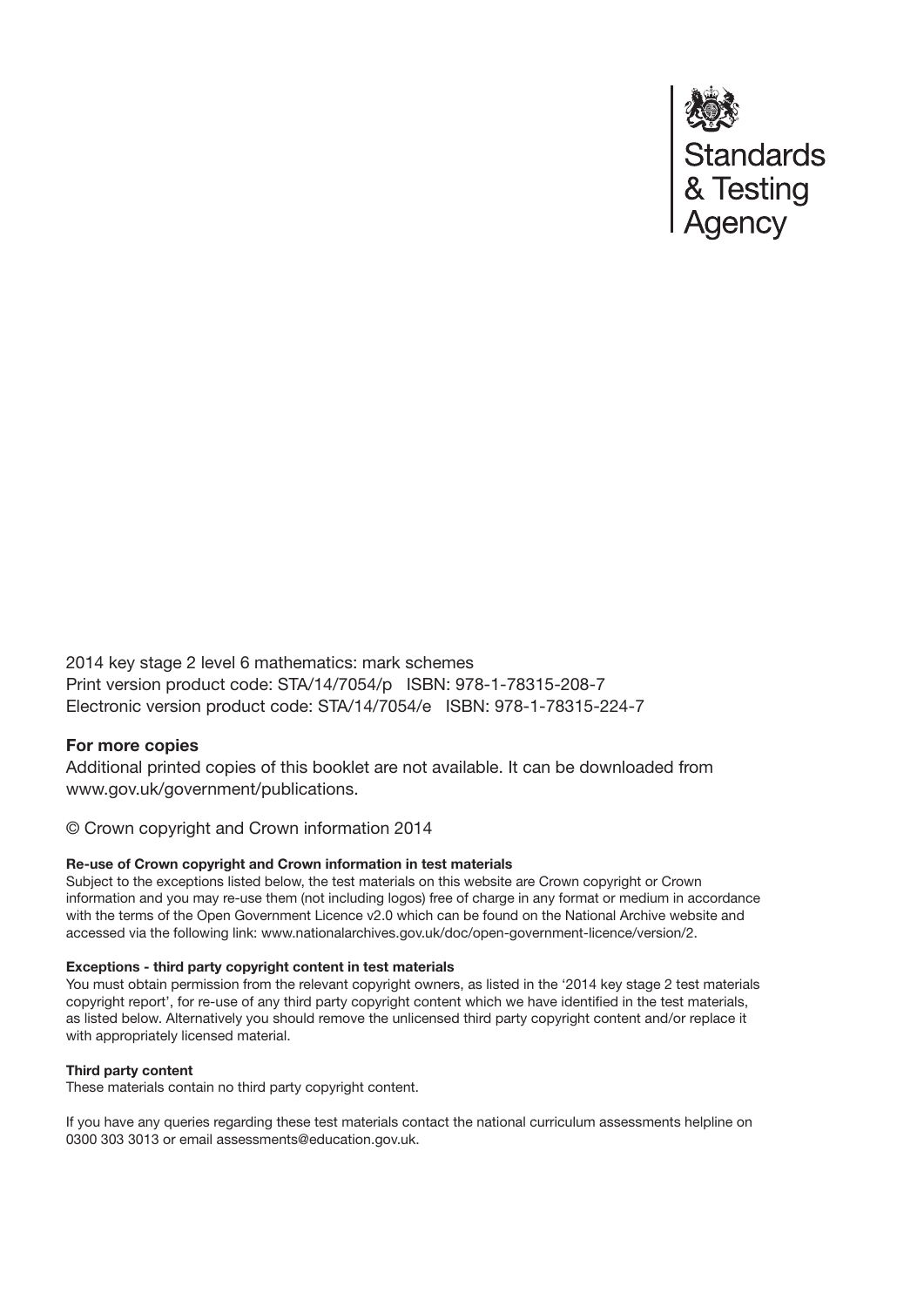Standards
& Testing
Agency

2014 key stage 2 level 6 mathematics: mark schemes
Print version product code: STA/14/7054/p ISBN: 978-1-78315-208-7
Electronic version product code: STA/14/7054/e ISBN: 978-1-78315-224-7

**For more copies**

Additional printed copies of this booklet are not available. It can be downloaded from www.gov.uk/government/publications.

© Crown copyright and Crown information 2014

**Re-use of Crown copyright and Crown information in test materials**

Subject to the exceptions listed below, the test materials on this website are Crown copyright or Crown information and you may re-use them (not including logos) free of charge in any format or medium in accordance with the terms of the Open Government Licence v2.0 which can be found on the National Archive website and accessed via the following link: www.nationalarchives.gov.uk/doc/open-government-licence/version/2.

**Exceptions - third party copyright content in test materials**

You must obtain permission from the relevant copyright owners, as listed in the '2014 key stage 2 test materials copyright report', for re-use of any third party copyright content which we have identified in the test materials, as listed below. Alternatively you should remove the unlicensed third party copyright content and/or replace it with appropriately licensed material.

**Third party content**

These materials contain no third party copyright content.

If you have any queries regarding these test materials contact the national curriculum assessments helpline on 0300 303 3013 or email assessments@education.gov.uk.